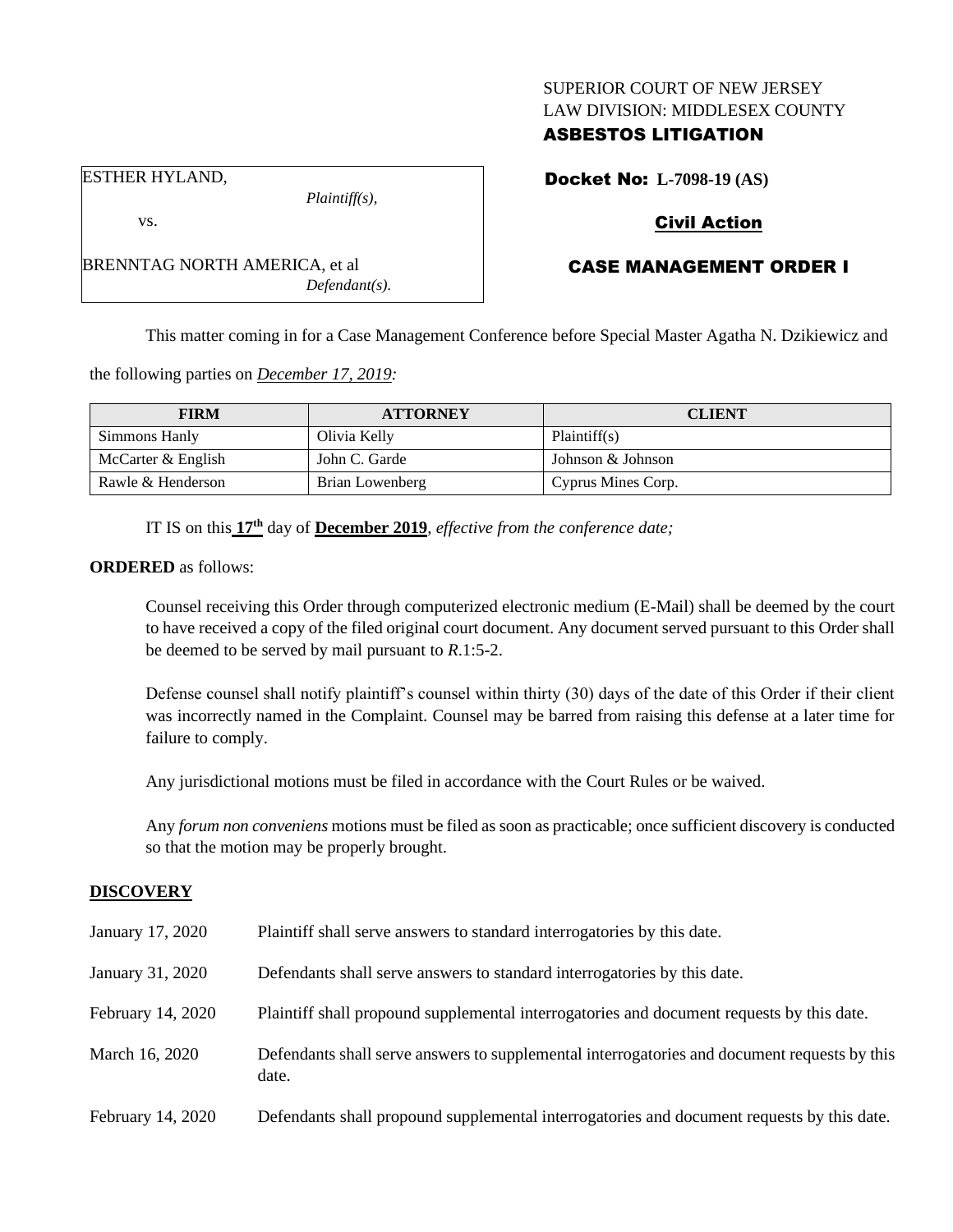SUPERIOR COURT OF NEW JERSEY
LAW DIVISION: MIDDLESEX COUNTY
**ASBESTOS LITIGATION**

ESTHER HYLAND,
*Plaintiff(s),*
vs.
BRENNTAG NORTH AMERICA, et al
*Defendant(s).*

**Docket No: L-7098-19 (AS)**

**Civil Action**

**CASE MANAGEMENT ORDER I**

This matter coming in for a Case Management Conference before Special Master Agatha N. Dzikiewicz and the following parties on *December 17, 2019:*

| FIRM | ATTORNEY | CLIENT |
|---|---|---|
| Simmons Hanly | Olivia Kelly | Plaintiff(s) |
| McCarter & English | John C. Garde | Johnson & Johnson |
| Rawle & Henderson | Brian Lowenberg | Cyprus Mines Corp. |

IT IS on this **17th** day of **December 2019**, *effective from the conference date;*

**ORDERED** as follows:

Counsel receiving this Order through computerized electronic medium (E-Mail) shall be deemed by the court to have received a copy of the filed original court document. Any document served pursuant to this Order shall be deemed to be served by mail pursuant to *R*.1:5-2.

Defense counsel shall notify plaintiff's counsel within thirty (30) days of the date of this Order if their client was incorrectly named in the Complaint. Counsel may be barred from raising this defense at a later time for failure to comply.

Any jurisdictional motions must be filed in accordance with the Court Rules or be waived.

Any *forum non conveniens* motions must be filed as soon as practicable; once sufficient discovery is conducted so that the motion may be properly brought.

## DISCOVERY

| | |
|---|---|
| January 17, 2020 | Plaintiff shall serve answers to standard interrogatories by this date. |
| January 31, 2020 | Defendants shall serve answers to standard interrogatories by this date. |
| February 14, 2020 | Plaintiff shall propound supplemental interrogatories and document requests by this date. |
| March 16, 2020 | Defendants shall serve answers to supplemental interrogatories and document requests by this date. |
| February 14, 2020 | Defendants shall propound supplemental interrogatories and document requests by this date. |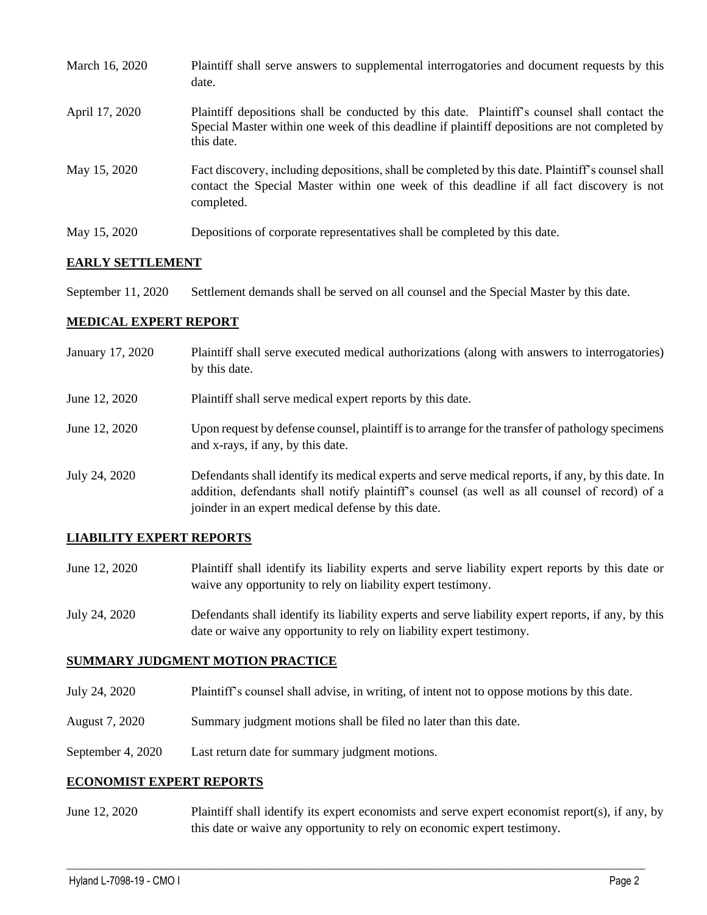| | |
|---|---|
| March 16, 2020 | Plaintiff shall serve answers to supplemental interrogatories and document requests by this date. |
| April 17, 2020 | Plaintiff depositions shall be conducted by this date. Plaintiff's counsel shall contact the Special Master within one week of this deadline if plaintiff depositions are not completed by this date. |
| May 15, 2020 | Fact discovery, including depositions, shall be completed by this date. Plaintiff's counsel shall contact the Special Master within one week of this deadline if all fact discovery is not completed. |
| May 15, 2020 | Depositions of corporate representatives shall be completed by this date. |

**EARLY SETTLEMENT**

| | |
|---|---|
| September 11, 2020 | Settlement demands shall be served on all counsel and the Special Master by this date. |

**MEDICAL EXPERT REPORT**

| | |
|---|---|
| January 17, 2020 | Plaintiff shall serve executed medical authorizations (along with answers to interrogatories) by this date. |
| June 12, 2020 | Plaintiff shall serve medical expert reports by this date. |
| June 12, 2020 | Upon request by defense counsel, plaintiff is to arrange for the transfer of pathology specimens and x-rays, if any, by this date. |
| July 24, 2020 | Defendants shall identify its medical experts and serve medical reports, if any, by this date. In addition, defendants shall notify plaintiff's counsel (as well as all counsel of record) of a joinder in an expert medical defense by this date. |

**LIABILITY EXPERT REPORTS**

| | |
|---|---|
| June 12, 2020 | Plaintiff shall identify its liability experts and serve liability expert reports by this date or waive any opportunity to rely on liability expert testimony. |
| July 24, 2020 | Defendants shall identify its liability experts and serve liability expert reports, if any, by this date or waive any opportunity to rely on liability expert testimony. |

**SUMMARY JUDGMENT MOTION PRACTICE**

| | |
|---|---|
| July 24, 2020 | Plaintiff's counsel shall advise, in writing, of intent not to oppose motions by this date. |
| August 7, 2020 | Summary judgment motions shall be filed no later than this date. |
| September 4, 2020 | Last return date for summary judgment motions. |

**ECONOMIST EXPERT REPORTS**

| | |
|---|---|
| June 12, 2020 | Plaintiff shall identify its expert economists and serve expert economist report(s), if any, by this date or waive any opportunity to rely on economic expert testimony. |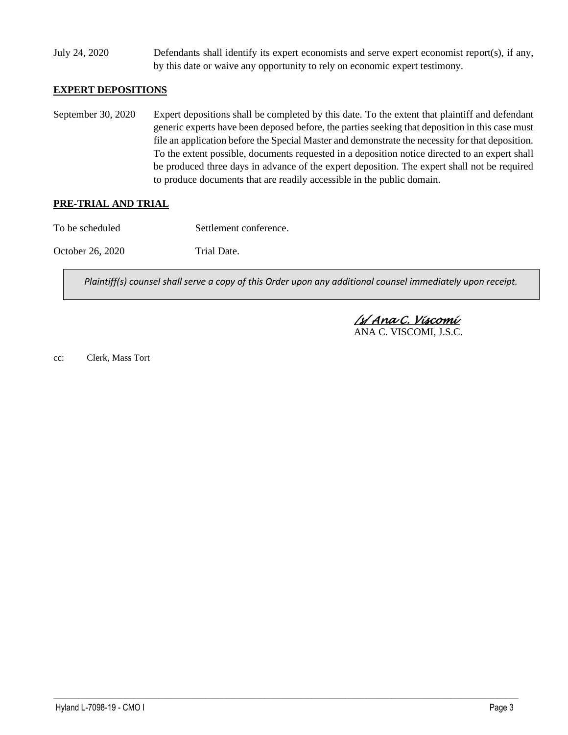July 24, 2020 Defendants shall identify its expert economists and serve expert economist report(s), if any, by this date or waive any opportunity to rely on economic expert testimony.

**EXPERT DEPOSITIONS**

September 30, 2020 Expert depositions shall be completed by this date. To the extent that plaintiff and defendant generic experts have been deposed before, the parties seeking that deposition in this case must file an application before the Special Master and demonstrate the necessity for that deposition. To the extent possible, documents requested in a deposition notice directed to an expert shall be produced three days in advance of the expert deposition. The expert shall not be required to produce documents that are readily accessible in the public domain.

**PRE-TRIAL AND TRIAL**

To be scheduled Settlement conference.

October 26, 2020 Trial Date.

*Plaintiff(s) counsel shall serve a copy of this Order upon any additional counsel immediately upon receipt.*

*/s/ Ana C. Viscomi*
ANA C. VISCOMI, J.S.C.

cc: Clerk, Mass Tort